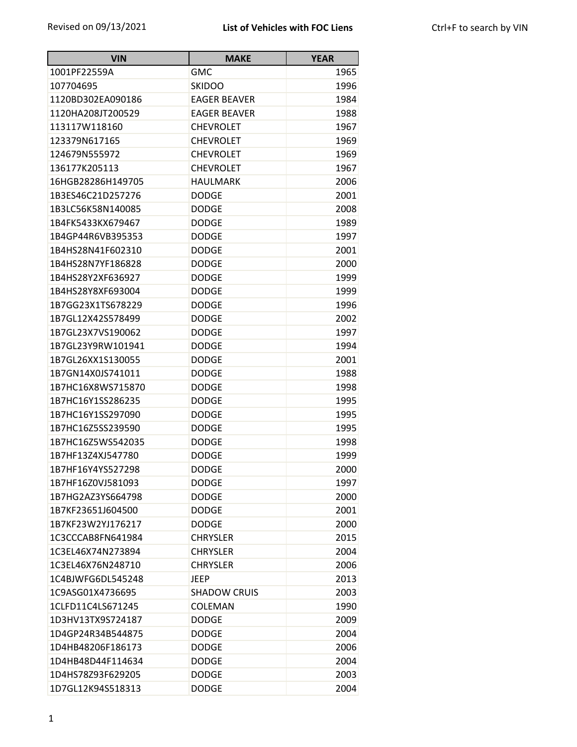Revised on 09/13/2021

**List of Vehicles with FOC Liens**

Ctrl+F to search by VIN

| VIN | MAKE | YEAR |
|---|---|---|
| 1001PF22559A | GMC | 1965 |
| 107704695 | SKIDOO | 1996 |
| 1120BD302EA090186 | EAGER BEAVER | 1984 |
| 1120HA208JT200529 | EAGER BEAVER | 1988 |
| 113117W118160 | CHEVROLET | 1967 |
| 123379N617165 | CHEVROLET | 1969 |
| 124679N555972 | CHEVROLET | 1969 |
| 136177K205113 | CHEVROLET | 1967 |
| 16HGB28286H149705 | HAULMARK | 2006 |
| 1B3ES46C21D257276 | DODGE | 2001 |
| 1B3LC56K58N140085 | DODGE | 2008 |
| 1B4FK5433KX679467 | DODGE | 1989 |
| 1B4GP44R6VB395353 | DODGE | 1997 |
| 1B4HS28N41F602310 | DODGE | 2001 |
| 1B4HS28N7YF186828 | DODGE | 2000 |
| 1B4HS28Y2XF636927 | DODGE | 1999 |
| 1B4HS28Y8XF693004 | DODGE | 1999 |
| 1B7GG23X1TS678229 | DODGE | 1996 |
| 1B7GL12X42S578499 | DODGE | 2002 |
| 1B7GL23X7VS190062 | DODGE | 1997 |
| 1B7GL23Y9RW101941 | DODGE | 1994 |
| 1B7GL26XX1S130055 | DODGE | 2001 |
| 1B7GN14X0JS741011 | DODGE | 1988 |
| 1B7HC16X8WS715870 | DODGE | 1998 |
| 1B7HC16Y1SS286235 | DODGE | 1995 |
| 1B7HC16Y1SS297090 | DODGE | 1995 |
| 1B7HC16Z5SS239590 | DODGE | 1995 |
| 1B7HC16Z5WS542035 | DODGE | 1998 |
| 1B7HF13Z4XJ547780 | DODGE | 1999 |
| 1B7HF16Y4YS527298 | DODGE | 2000 |
| 1B7HF16Z0VJ581093 | DODGE | 1997 |
| 1B7HG2AZ3YS664798 | DODGE | 2000 |
| 1B7KF23651J604500 | DODGE | 2001 |
| 1B7KF23W2YJ176217 | DODGE | 2000 |
| 1C3CCCAB8FN641984 | CHRYSLER | 2015 |
| 1C3EL46X74N273894 | CHRYSLER | 2004 |
| 1C3EL46X76N248710 | CHRYSLER | 2006 |
| 1C4BJWFG6DL545248 | JEEP | 2013 |
| 1C9ASG01X4736695 | SHADOW CRUIS | 2003 |
| 1CLFD11C4LS671245 | COLEMAN | 1990 |
| 1D3HV13TX9S724187 | DODGE | 2009 |
| 1D4GP24R34B544875 | DODGE | 2004 |
| 1D4HB48206F186173 | DODGE | 2006 |
| 1D4HB48D44F114634 | DODGE | 2004 |
| 1D4HS78Z93F629205 | DODGE | 2003 |
| 1D7GL12K94S518313 | DODGE | 2004 |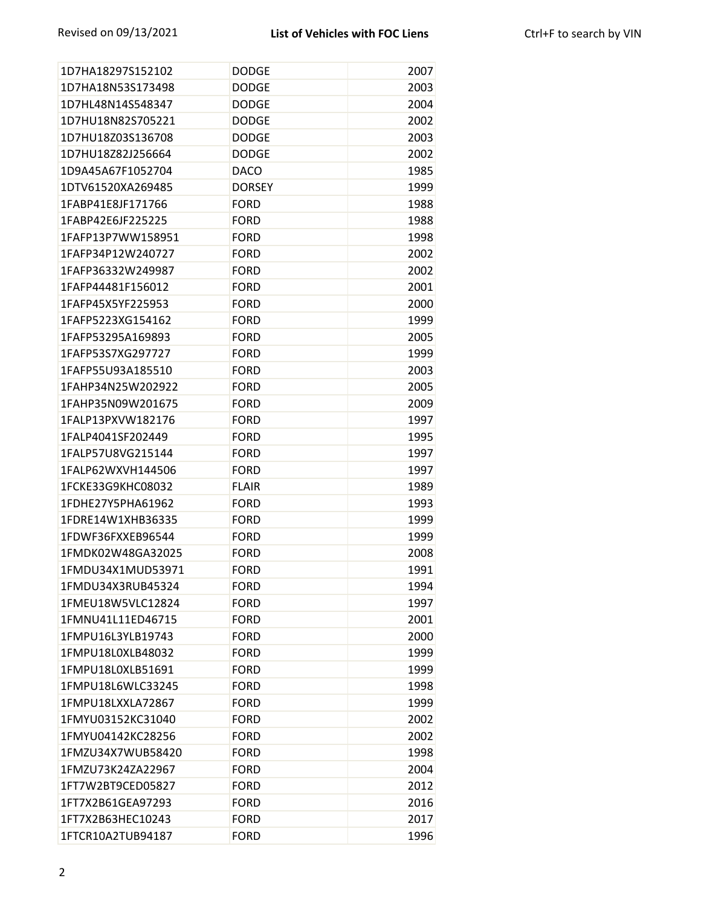| | | |
|---|---|---|
| 1D7HA18297S152102 | DODGE | 2007 |
| 1D7HA18N53S173498 | DODGE | 2003 |
| 1D7HL48N14S548347 | DODGE | 2004 |
| 1D7HU18N82S705221 | DODGE | 2002 |
| 1D7HU18Z03S136708 | DODGE | 2003 |
| 1D7HU18Z82J256664 | DODGE | 2002 |
| 1D9A45A67F1052704 | DACO | 1985 |
| 1DTV61520XA269485 | DORSEY | 1999 |
| 1FABP41E8JF171766 | FORD | 1988 |
| 1FABP42E6JF225225 | FORD | 1988 |
| 1FAFP13P7WW158951 | FORD | 1998 |
| 1FAFP34P12W240727 | FORD | 2002 |
| 1FAFP36332W249987 | FORD | 2002 |
| 1FAFP44481F156012 | FORD | 2001 |
| 1FAFP45X5YF225953 | FORD | 2000 |
| 1FAFP5223XG154162 | FORD | 1999 |
| 1FAFP53295A169893 | FORD | 2005 |
| 1FAFP53S7XG297727 | FORD | 1999 |
| 1FAFP55U93A185510 | FORD | 2003 |
| 1FAHP34N25W202922 | FORD | 2005 |
| 1FAHP35N09W201675 | FORD | 2009 |
| 1FALP13PXVW182176 | FORD | 1997 |
| 1FALP4041SF202449 | FORD | 1995 |
| 1FALP57U8VG215144 | FORD | 1997 |
| 1FALP62WXVH144506 | FORD | 1997 |
| 1FCKE33G9KHC08032 | FLAIR | 1989 |
| 1FDHE27Y5PHA61962 | FORD | 1993 |
| 1FDRE14W1XHB36335 | FORD | 1999 |
| 1FDWF36FXXEB96544 | FORD | 1999 |
| 1FMDK02W48GA32025 | FORD | 2008 |
| 1FMDU34X1MUD53971 | FORD | 1991 |
| 1FMDU34X3RUB45324 | FORD | 1994 |
| 1FMEU18W5VLC12824 | FORD | 1997 |
| 1FMNU41L11ED46715 | FORD | 2001 |
| 1FMPU16L3YLB19743 | FORD | 2000 |
| 1FMPU18L0XLB48032 | FORD | 1999 |
| 1FMPU18L0XLB51691 | FORD | 1999 |
| 1FMPU18L6WLC33245 | FORD | 1998 |
| 1FMPU18LXXLA72867 | FORD | 1999 |
| 1FMYU03152KC31040 | FORD | 2002 |
| 1FMYU04142KC28256 | FORD | 2002 |
| 1FMZU34X7WUB58420 | FORD | 1998 |
| 1FMZU73K24ZA22967 | FORD | 2004 |
| 1FT7W2BT9CED05827 | FORD | 2012 |
| 1FT7X2B61GEA97293 | FORD | 2016 |
| 1FT7X2B63HEC10243 | FORD | 2017 |
| 1FTCR10A2TUB94187 | FORD | 1996 |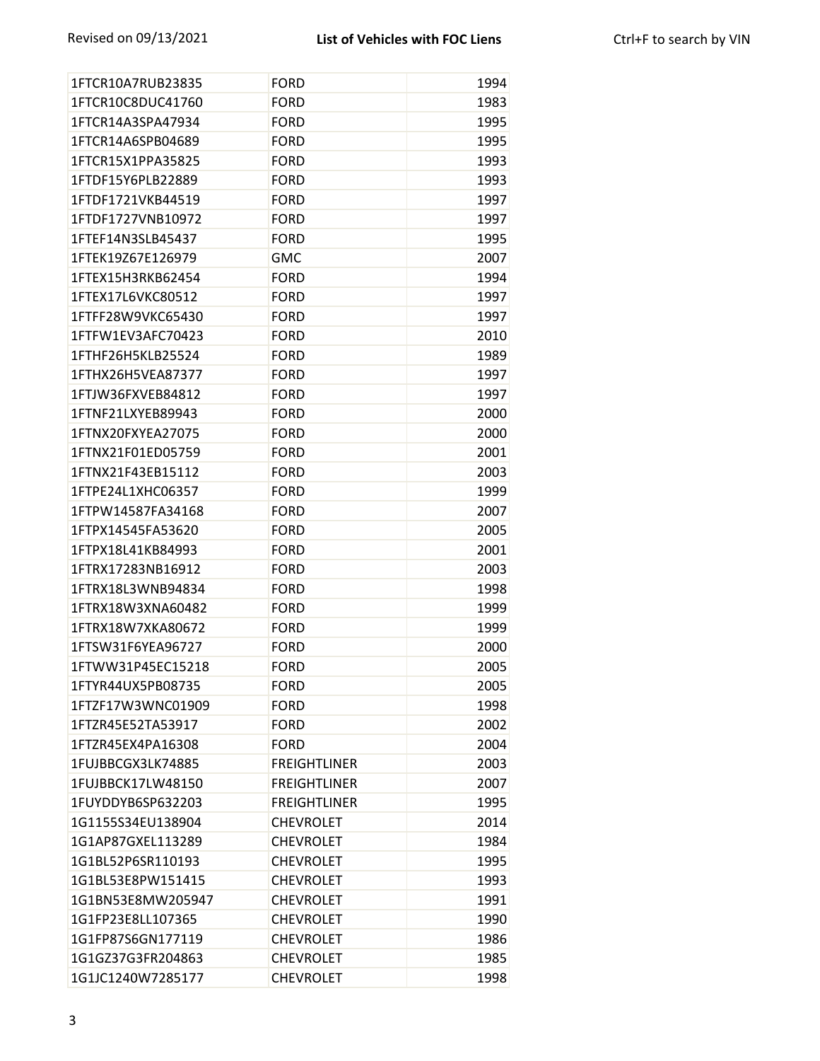| 1FTCR10A7RUB23835 | FORD | 1994 |
|---|---|---|
| 1FTCR10C8DUC41760 | FORD | 1983 |
| 1FTCR14A3SPA47934 | FORD | 1995 |
| 1FTCR14A6SPB04689 | FORD | 1995 |
| 1FTCR15X1PPA35825 | FORD | 1993 |
| 1FTDF15Y6PLB22889 | FORD | 1993 |
| 1FTDF1721VKB44519 | FORD | 1997 |
| 1FTDF1727VNB10972 | FORD | 1997 |
| 1FTEF14N3SLB45437 | FORD | 1995 |
| 1FTEK19Z67E126979 | GMC | 2007 |
| 1FTEX15H3RKB62454 | FORD | 1994 |
| 1FTEX17L6VKC80512 | FORD | 1997 |
| 1FTFF28W9VKC65430 | FORD | 1997 |
| 1FTFW1EV3AFC70423 | FORD | 2010 |
| 1FTHF26H5KLB25524 | FORD | 1989 |
| 1FTHX26H5VEA87377 | FORD | 1997 |
| 1FTJW36FXVEB84812 | FORD | 1997 |
| 1FTNF21LXYEB89943 | FORD | 2000 |
| 1FTNX20FXYEA27075 | FORD | 2000 |
| 1FTNX21F01ED05759 | FORD | 2001 |
| 1FTNX21F43EB15112 | FORD | 2003 |
| 1FTPE24L1XHC06357 | FORD | 1999 |
| 1FTPW14587FA34168 | FORD | 2007 |
| 1FTPX14545FA53620 | FORD | 2005 |
| 1FTPX18L41KB84993 | FORD | 2001 |
| 1FTRX17283NB16912 | FORD | 2003 |
| 1FTRX18L3WNB94834 | FORD | 1998 |
| 1FTRX18W3XNA60482 | FORD | 1999 |
| 1FTRX18W7XKA80672 | FORD | 1999 |
| 1FTSW31F6YEA96727 | FORD | 2000 |
| 1FTWW31P45EC15218 | FORD | 2005 |
| 1FTYR44UX5PB08735 | FORD | 2005 |
| 1FTZF17W3WNC01909 | FORD | 1998 |
| 1FTZR45E52TA53917 | FORD | 2002 |
| 1FTZR45EX4PA16308 | FORD | 2004 |
| 1FUJBBCGX3LK74885 | FREIGHTLINER | 2003 |
| 1FUJBBCK17LW48150 | FREIGHTLINER | 2007 |
| 1FUYDDYB6SP632203 | FREIGHTLINER | 1995 |
| 1G1155S34EU138904 | CHEVROLET | 2014 |
| 1G1AP87GXEL113289 | CHEVROLET | 1984 |
| 1G1BL52P6SR110193 | CHEVROLET | 1995 |
| 1G1BL53E8PW151415 | CHEVROLET | 1993 |
| 1G1BN53E8MW205947 | CHEVROLET | 1991 |
| 1G1FP23E8LL107365 | CHEVROLET | 1990 |
| 1G1FP87S6GN177119 | CHEVROLET | 1986 |
| 1G1GZ37G3FR204863 | CHEVROLET | 1985 |
| 1G1JC1240W7285177 | CHEVROLET | 1998 |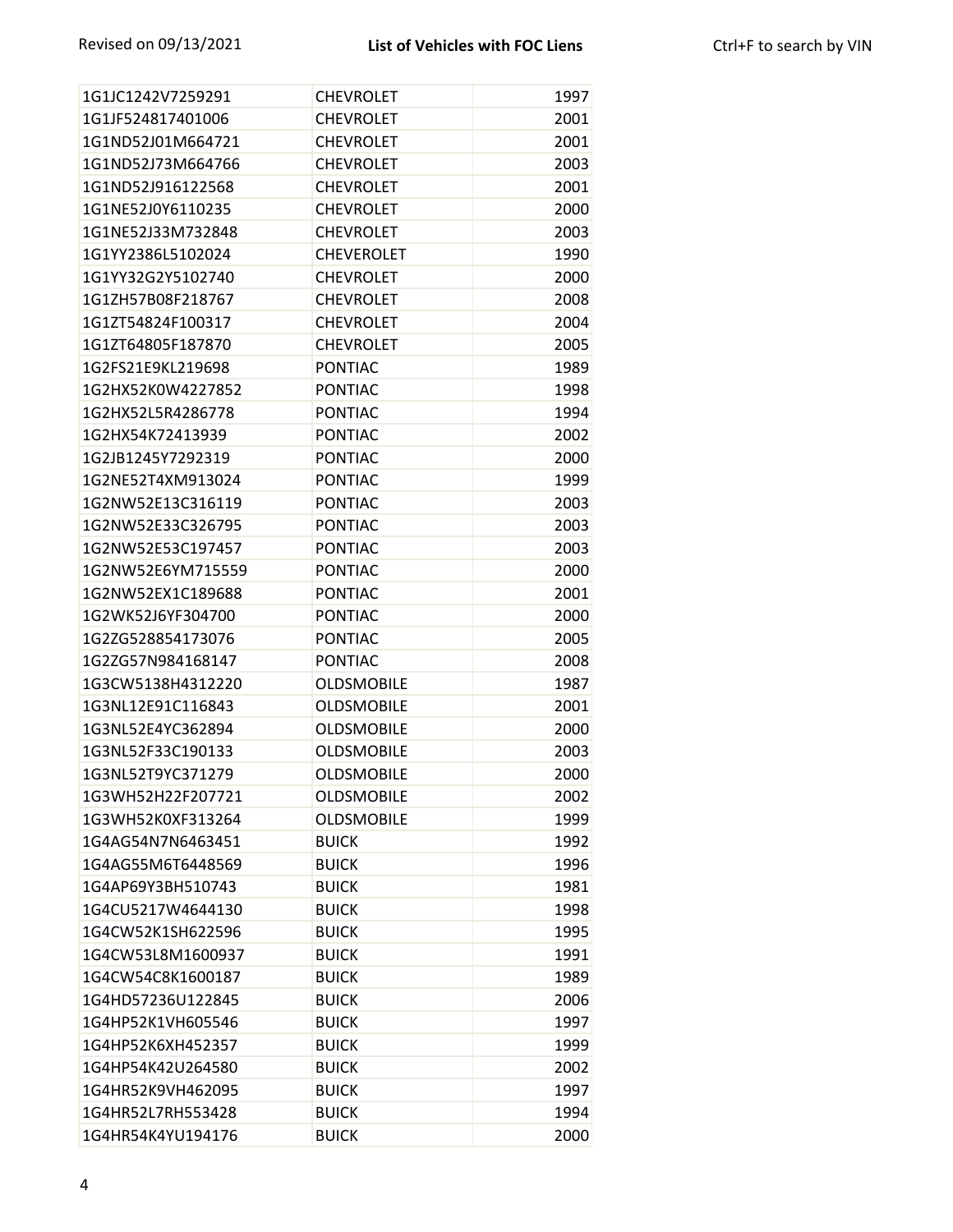| | | |
|---|---|---|
| 1G1JC1242V7259291 | CHEVROLET | 1997 |
| 1G1JF524817401006 | CHEVROLET | 2001 |
| 1G1ND52J01M664721 | CHEVROLET | 2001 |
| 1G1ND52J73M664766 | CHEVROLET | 2003 |
| 1G1ND52J916122568 | CHEVROLET | 2001 |
| 1G1NE52J0Y6110235 | CHEVROLET | 2000 |
| 1G1NE52J33M732848 | CHEVROLET | 2003 |
| 1G1YY2386L5102024 | CHEVEROLET | 1990 |
| 1G1YY32G2Y5102740 | CHEVROLET | 2000 |
| 1G1ZH57B08F218767 | CHEVROLET | 2008 |
| 1G1ZT54824F100317 | CHEVROLET | 2004 |
| 1G1ZT64805F187870 | CHEVROLET | 2005 |
| 1G2FS21E9KL219698 | PONTIAC | 1989 |
| 1G2HX52K0W4227852 | PONTIAC | 1998 |
| 1G2HX52L5R4286778 | PONTIAC | 1994 |
| 1G2HX54K72413939 | PONTIAC | 2002 |
| 1G2JB1245Y7292319 | PONTIAC | 2000 |
| 1G2NE52T4XM913024 | PONTIAC | 1999 |
| 1G2NW52E13C316119 | PONTIAC | 2003 |
| 1G2NW52E33C326795 | PONTIAC | 2003 |
| 1G2NW52E53C197457 | PONTIAC | 2003 |
| 1G2NW52E6YM715559 | PONTIAC | 2000 |
| 1G2NW52EX1C189688 | PONTIAC | 2001 |
| 1G2WK52J6YF304700 | PONTIAC | 2000 |
| 1G2ZG528854173076 | PONTIAC | 2005 |
| 1G2ZG57N984168147 | PONTIAC | 2008 |
| 1G3CW5138H4312220 | OLDSMOBILE | 1987 |
| 1G3NL12E91C116843 | OLDSMOBILE | 2001 |
| 1G3NL52E4YC362894 | OLDSMOBILE | 2000 |
| 1G3NL52F33C190133 | OLDSMOBILE | 2003 |
| 1G3NL52T9YC371279 | OLDSMOBILE | 2000 |
| 1G3WH52H22F207721 | OLDSMOBILE | 2002 |
| 1G3WH52K0XF313264 | OLDSMOBILE | 1999 |
| 1G4AG54N7N6463451 | BUICK | 1992 |
| 1G4AG55M6T6448569 | BUICK | 1996 |
| 1G4AP69Y3BH510743 | BUICK | 1981 |
| 1G4CU5217W4644130 | BUICK | 1998 |
| 1G4CW52K1SH622596 | BUICK | 1995 |
| 1G4CW53L8M1600937 | BUICK | 1991 |
| 1G4CW54C8K1600187 | BUICK | 1989 |
| 1G4HD57236U122845 | BUICK | 2006 |
| 1G4HP52K1VH605546 | BUICK | 1997 |
| 1G4HP52K6XH452357 | BUICK | 1999 |
| 1G4HP54K42U264580 | BUICK | 2002 |
| 1G4HR52K9VH462095 | BUICK | 1997 |
| 1G4HR52L7RH553428 | BUICK | 1994 |
| 1G4HR54K4YU194176 | BUICK | 2000 |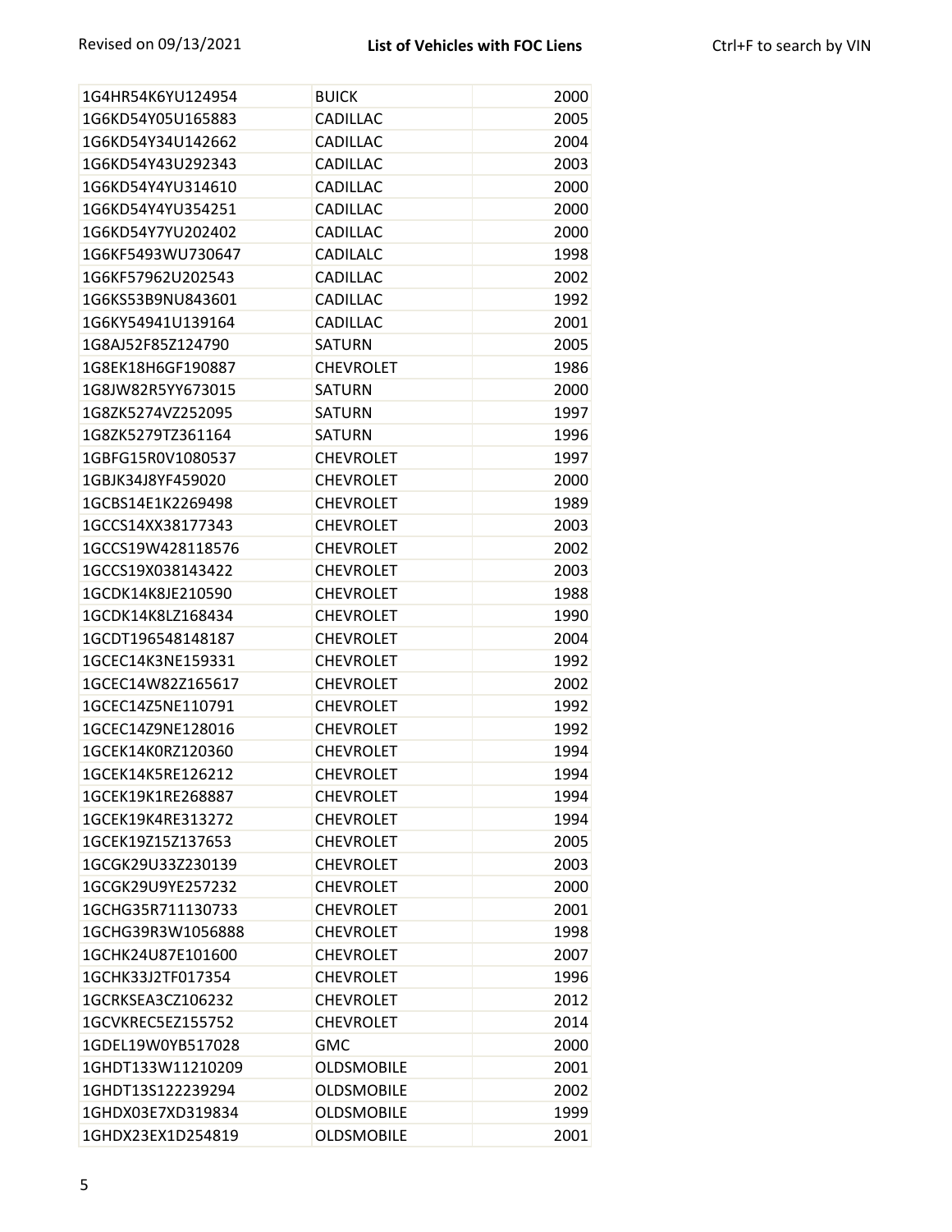| | | |
|---|---|---|
| 1G4HR54K6YU124954 | BUICK | 2000 |
| 1G6KD54Y05U165883 | CADILLAC | 2005 |
| 1G6KD54Y34U142662 | CADILLAC | 2004 |
| 1G6KD54Y43U292343 | CADILLAC | 2003 |
| 1G6KD54Y4YU314610 | CADILLAC | 2000 |
| 1G6KD54Y4YU354251 | CADILLAC | 2000 |
| 1G6KD54Y7YU202402 | CADILLAC | 2000 |
| 1G6KF5493WU730647 | CADILALC | 1998 |
| 1G6KF57962U202543 | CADILLAC | 2002 |
| 1G6KS53B9NU843601 | CADILLAC | 1992 |
| 1G6KY54941U139164 | CADILLAC | 2001 |
| 1G8AJ52F85Z124790 | SATURN | 2005 |
| 1G8EK18H6GF190887 | CHEVROLET | 1986 |
| 1G8JW82R5YY673015 | SATURN | 2000 |
| 1G8ZK5274VZ252095 | SATURN | 1997 |
| 1G8ZK5279TZ361164 | SATURN | 1996 |
| 1GBFG15R0V1080537 | CHEVROLET | 1997 |
| 1GBJK34J8YF459020 | CHEVROLET | 2000 |
| 1GCBS14E1K2269498 | CHEVROLET | 1989 |
| 1GCCS14XX38177343 | CHEVROLET | 2003 |
| 1GCCS19W428118576 | CHEVROLET | 2002 |
| 1GCCS19X038143422 | CHEVROLET | 2003 |
| 1GCDK14K8JE210590 | CHEVROLET | 1988 |
| 1GCDK14K8LZ168434 | CHEVROLET | 1990 |
| 1GCDT196548148187 | CHEVROLET | 2004 |
| 1GCEC14K3NE159331 | CHEVROLET | 1992 |
| 1GCEC14W82Z165617 | CHEVROLET | 2002 |
| 1GCEC14Z5NE110791 | CHEVROLET | 1992 |
| 1GCEC14Z9NE128016 | CHEVROLET | 1992 |
| 1GCEK14K0RZ120360 | CHEVROLET | 1994 |
| 1GCEK14K5RE126212 | CHEVROLET | 1994 |
| 1GCEK19K1RE268887 | CHEVROLET | 1994 |
| 1GCEK19K4RE313272 | CHEVROLET | 1994 |
| 1GCEK19Z15Z137653 | CHEVROLET | 2005 |
| 1GCGK29U33Z230139 | CHEVROLET | 2003 |
| 1GCGK29U9YE257232 | CHEVROLET | 2000 |
| 1GCHG35R711130733 | CHEVROLET | 2001 |
| 1GCHG39R3W1056888 | CHEVROLET | 1998 |
| 1GCHK24U87E101600 | CHEVROLET | 2007 |
| 1GCHK33J2TF017354 | CHEVROLET | 1996 |
| 1GCRKSEA3CZ106232 | CHEVROLET | 2012 |
| 1GCVKREC5EZ155752 | CHEVROLET | 2014 |
| 1GDEL19W0YB517028 | GMC | 2000 |
| 1GHDT133W11210209 | OLDSMOBILE | 2001 |
| 1GHDT13S122239294 | OLDSMOBILE | 2002 |
| 1GHDX03E7XD319834 | OLDSMOBILE | 1999 |
| 1GHDX23EX1D254819 | OLDSMOBILE | 2001 |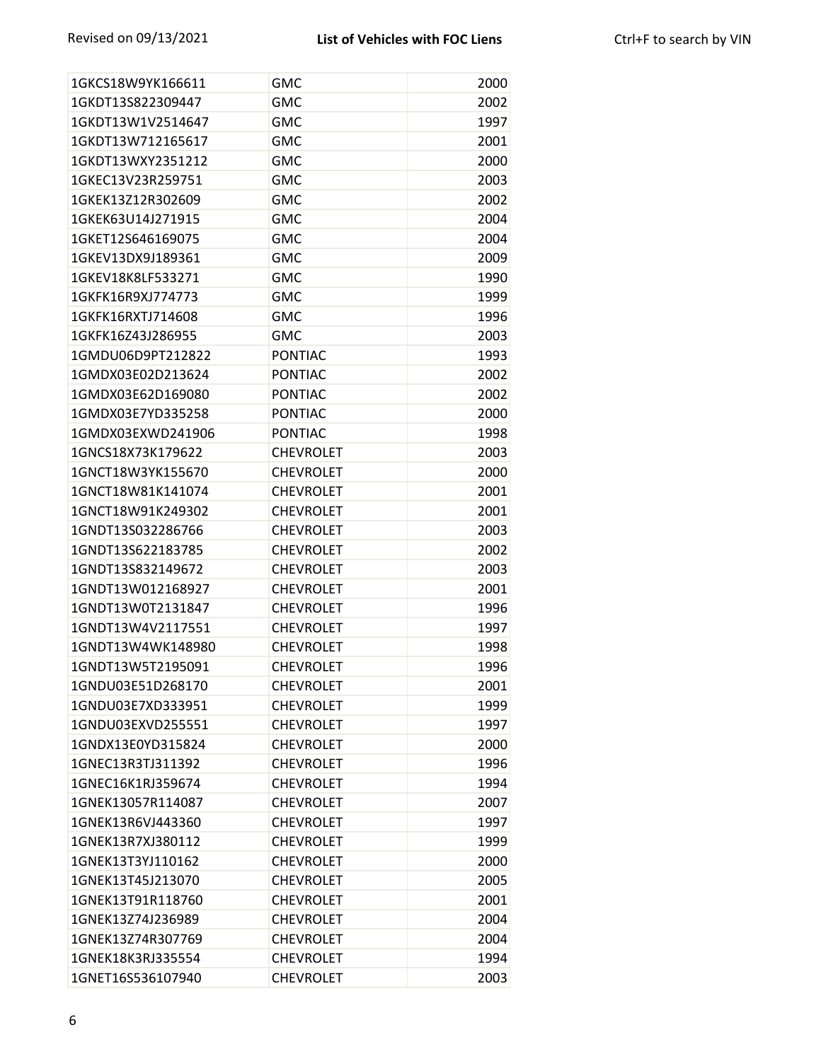| 1GKCS18W9YK166611 | GMC | 2000 |
|---|---|---|
| 1GKDT13S822309447 | GMC | 2002 |
| 1GKDT13W1V2514647 | GMC | 1997 |
| 1GKDT13W712165617 | GMC | 2001 |
| 1GKDT13WXY2351212 | GMC | 2000 |
| 1GKEC13V23R259751 | GMC | 2003 |
| 1GKEK13Z12R302609 | GMC | 2002 |
| 1GKEK63U14J271915 | GMC | 2004 |
| 1GKET12S646169075 | GMC | 2004 |
| 1GKEV13DX9J189361 | GMC | 2009 |
| 1GKEV18K8LF533271 | GMC | 1990 |
| 1GKFK16R9XJ774773 | GMC | 1999 |
| 1GKFK16RXTJ714608 | GMC | 1996 |
| 1GKFK16Z43J286955 | GMC | 2003 |
| 1GMDU06D9PT212822 | PONTIAC | 1993 |
| 1GMDX03E02D213624 | PONTIAC | 2002 |
| 1GMDX03E62D169080 | PONTIAC | 2002 |
| 1GMDX03E7YD335258 | PONTIAC | 2000 |
| 1GMDX03EXWD241906 | PONTIAC | 1998 |
| 1GNCS18X73K179622 | CHEVROLET | 2003 |
| 1GNCT18W3YK155670 | CHEVROLET | 2000 |
| 1GNCT18W81K141074 | CHEVROLET | 2001 |
| 1GNCT18W91K249302 | CHEVROLET | 2001 |
| 1GNDT13S032286766 | CHEVROLET | 2003 |
| 1GNDT13S622183785 | CHEVROLET | 2002 |
| 1GNDT13S832149672 | CHEVROLET | 2003 |
| 1GNDT13W012168927 | CHEVROLET | 2001 |
| 1GNDT13W0T2131847 | CHEVROLET | 1996 |
| 1GNDT13W4V2117551 | CHEVROLET | 1997 |
| 1GNDT13W4WK148980 | CHEVROLET | 1998 |
| 1GNDT13W5T2195091 | CHEVROLET | 1996 |
| 1GNDU03E51D268170 | CHEVROLET | 2001 |
| 1GNDU03E7XD333951 | CHEVROLET | 1999 |
| 1GNDU03EXVD255551 | CHEVROLET | 1997 |
| 1GNDX13E0YD315824 | CHEVROLET | 2000 |
| 1GNEC13R3TJ311392 | CHEVROLET | 1996 |
| 1GNEC16K1RJ359674 | CHEVROLET | 1994 |
| 1GNEK13057R114087 | CHEVROLET | 2007 |
| 1GNEK13R6VJ443360 | CHEVROLET | 1997 |
| 1GNEK13R7XJ380112 | CHEVROLET | 1999 |
| 1GNEK13T3YJ110162 | CHEVROLET | 2000 |
| 1GNEK13T45J213070 | CHEVROLET | 2005 |
| 1GNEK13T91R118760 | CHEVROLET | 2001 |
| 1GNEK13Z74J236989 | CHEVROLET | 2004 |
| 1GNEK13Z74R307769 | CHEVROLET | 2004 |
| 1GNEK18K3RJ335554 | CHEVROLET | 1994 |
| 1GNET16S536107940 | CHEVROLET | 2003 |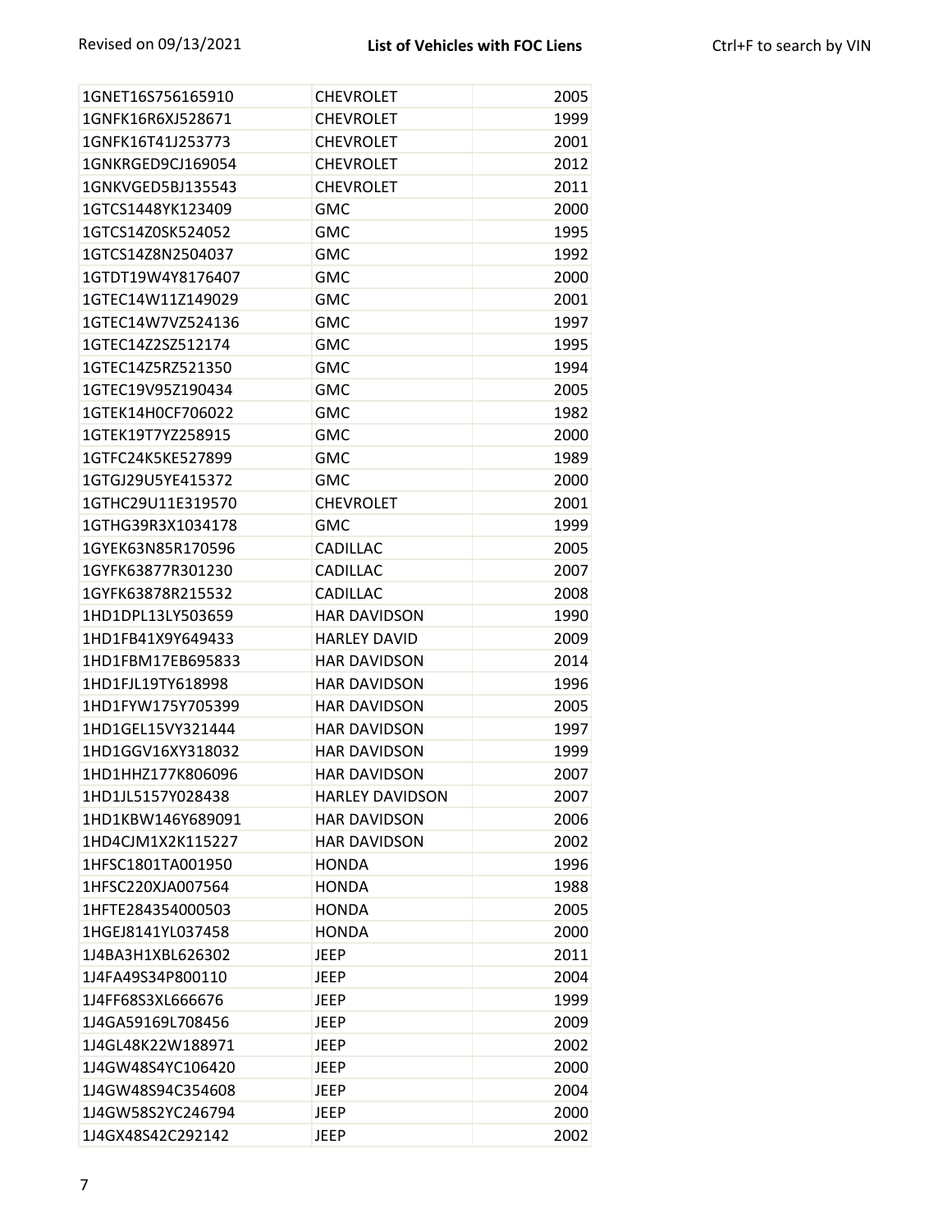| | | |
|---|---|---|
| 1GNET16S756165910 | CHEVROLET | 2005 |
| 1GNFK16R6XJ528671 | CHEVROLET | 1999 |
| 1GNFK16T41J253773 | CHEVROLET | 2001 |
| 1GNKRGED9CJ169054 | CHEVROLET | 2012 |
| 1GNKVGED5BJ135543 | CHEVROLET | 2011 |
| 1GTCS1448YK123409 | GMC | 2000 |
| 1GTCS14Z0SK524052 | GMC | 1995 |
| 1GTCS14Z8N2504037 | GMC | 1992 |
| 1GTDT19W4Y8176407 | GMC | 2000 |
| 1GTEC14W11Z149029 | GMC | 2001 |
| 1GTEC14W7VZ524136 | GMC | 1997 |
| 1GTEC14Z2SZ512174 | GMC | 1995 |
| 1GTEC14Z5RZ521350 | GMC | 1994 |
| 1GTEC19V95Z190434 | GMC | 2005 |
| 1GTEK14H0CF706022 | GMC | 1982 |
| 1GTEK19T7YZ258915 | GMC | 2000 |
| 1GTFC24K5KE527899 | GMC | 1989 |
| 1GTGJ29U5YE415372 | GMC | 2000 |
| 1GTHC29U11E319570 | CHEVROLET | 2001 |
| 1GTHG39R3X1034178 | GMC | 1999 |
| 1GYEK63N85R170596 | CADILLAC | 2005 |
| 1GYFK63877R301230 | CADILLAC | 2007 |
| 1GYFK63878R215532 | CADILLAC | 2008 |
| 1HD1DPL13LY503659 | HAR DAVIDSON | 1990 |
| 1HD1FB41X9Y649433 | HARLEY DAVID | 2009 |
| 1HD1FBM17EB695833 | HAR DAVIDSON | 2014 |
| 1HD1FJL19TY618998 | HAR DAVIDSON | 1996 |
| 1HD1FYW175Y705399 | HAR DAVIDSON | 2005 |
| 1HD1GEL15VY321444 | HAR DAVIDSON | 1997 |
| 1HD1GGV16XY318032 | HAR DAVIDSON | 1999 |
| 1HD1HHZ177K806096 | HAR DAVIDSON | 2007 |
| 1HD1JL5157Y028438 | HARLEY DAVIDSON | 2007 |
| 1HD1KBW146Y689091 | HAR DAVIDSON | 2006 |
| 1HD4CJM1X2K115227 | HAR DAVIDSON | 2002 |
| 1HFSC1801TA001950 | HONDA | 1996 |
| 1HFSC220XJA007564 | HONDA | 1988 |
| 1HFTE284354000503 | HONDA | 2005 |
| 1HGEJ8141YL037458 | HONDA | 2000 |
| 1J4BA3H1XBL626302 | JEEP | 2011 |
| 1J4FA49S34P800110 | JEEP | 2004 |
| 1J4FF68S3XL666676 | JEEP | 1999 |
| 1J4GA59169L708456 | JEEP | 2009 |
| 1J4GL48K22W188971 | JEEP | 2002 |
| 1J4GW48S4YC106420 | JEEP | 2000 |
| 1J4GW48S94C354608 | JEEP | 2004 |
| 1J4GW58S2YC246794 | JEEP | 2000 |
| 1J4GX48S42C292142 | JEEP | 2002 |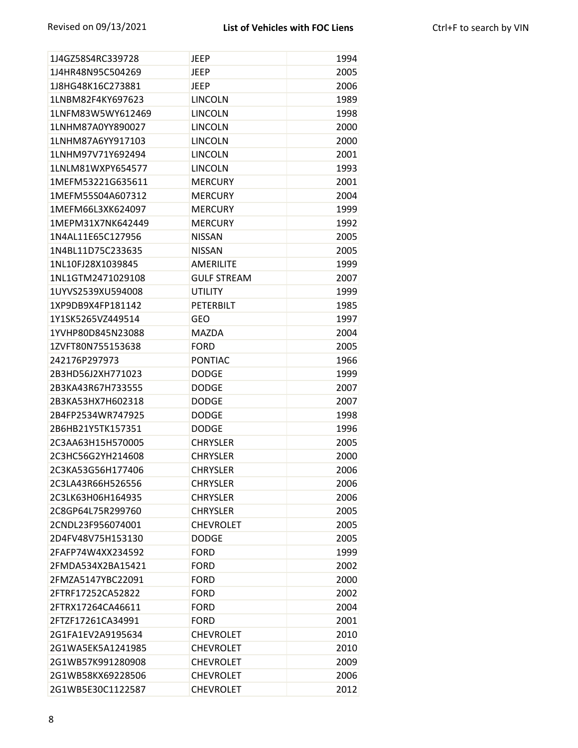| | | |
|---|---|---|
| 1J4GZ58S4RC339728 | JEEP | 1994 |
| 1J4HR48N95C504269 | JEEP | 2005 |
| 1J8HG48K16C273881 | JEEP | 2006 |
| 1LNBM82F4KY697623 | LINCOLN | 1989 |
| 1LNFM83W5WY612469 | LINCOLN | 1998 |
| 1LNHM87A0YY890027 | LINCOLN | 2000 |
| 1LNHM87A6YY917103 | LINCOLN | 2000 |
| 1LNHM97V71Y692494 | LINCOLN | 2001 |
| 1LNLM81WXPY654577 | LINCOLN | 1993 |
| 1MEFM53221G635611 | MERCURY | 2001 |
| 1MEFM55S04A607312 | MERCURY | 2004 |
| 1MEFM66L3XK624097 | MERCURY | 1999 |
| 1MEPM31X7NK642449 | MERCURY | 1992 |
| 1N4AL11E65C127956 | NISSAN | 2005 |
| 1N4BL11D75C233635 | NISSAN | 2005 |
| 1NL10FJ28X1039845 | AMERILITE | 1999 |
| 1NL1GTM2471029108 | GULF STREAM | 2007 |
| 1UYVS2539XU594008 | UTILITY | 1999 |
| 1XP9DB9X4FP181142 | PETERBILT | 1985 |
| 1Y1SK5265VZ449514 | GEO | 1997 |
| 1YVHP80D845N23088 | MAZDA | 2004 |
| 1ZVFT80N755153638 | FORD | 2005 |
| 242176P297973 | PONTIAC | 1966 |
| 2B3HD56J2XH771023 | DODGE | 1999 |
| 2B3KA43R67H733555 | DODGE | 2007 |
| 2B3KA53HX7H602318 | DODGE | 2007 |
| 2B4FP2534WR747925 | DODGE | 1998 |
| 2B6HB21Y5TK157351 | DODGE | 1996 |
| 2C3AA63H15H570005 | CHRYSLER | 2005 |
| 2C3HC56G2YH214608 | CHRYSLER | 2000 |
| 2C3KA53G56H177406 | CHRYSLER | 2006 |
| 2C3LA43R66H526556 | CHRYSLER | 2006 |
| 2C3LK63H06H164935 | CHRYSLER | 2006 |
| 2C8GP64L75R299760 | CHRYSLER | 2005 |
| 2CNDL23F956074001 | CHEVROLET | 2005 |
| 2D4FV48V75H153130 | DODGE | 2005 |
| 2FAFP74W4XX234592 | FORD | 1999 |
| 2FMDA534X2BA15421 | FORD | 2002 |
| 2FMZA5147YBC22091 | FORD | 2000 |
| 2FTRF17252CA52822 | FORD | 2002 |
| 2FTRX17264CA46611 | FORD | 2004 |
| 2FTZF17261CA34991 | FORD | 2001 |
| 2G1FA1EV2A9195634 | CHEVROLET | 2010 |
| 2G1WA5EK5A1241985 | CHEVROLET | 2010 |
| 2G1WB57K991280908 | CHEVROLET | 2009 |
| 2G1WB58KX69228506 | CHEVROLET | 2006 |
| 2G1WB5E30C1122587 | CHEVROLET | 2012 |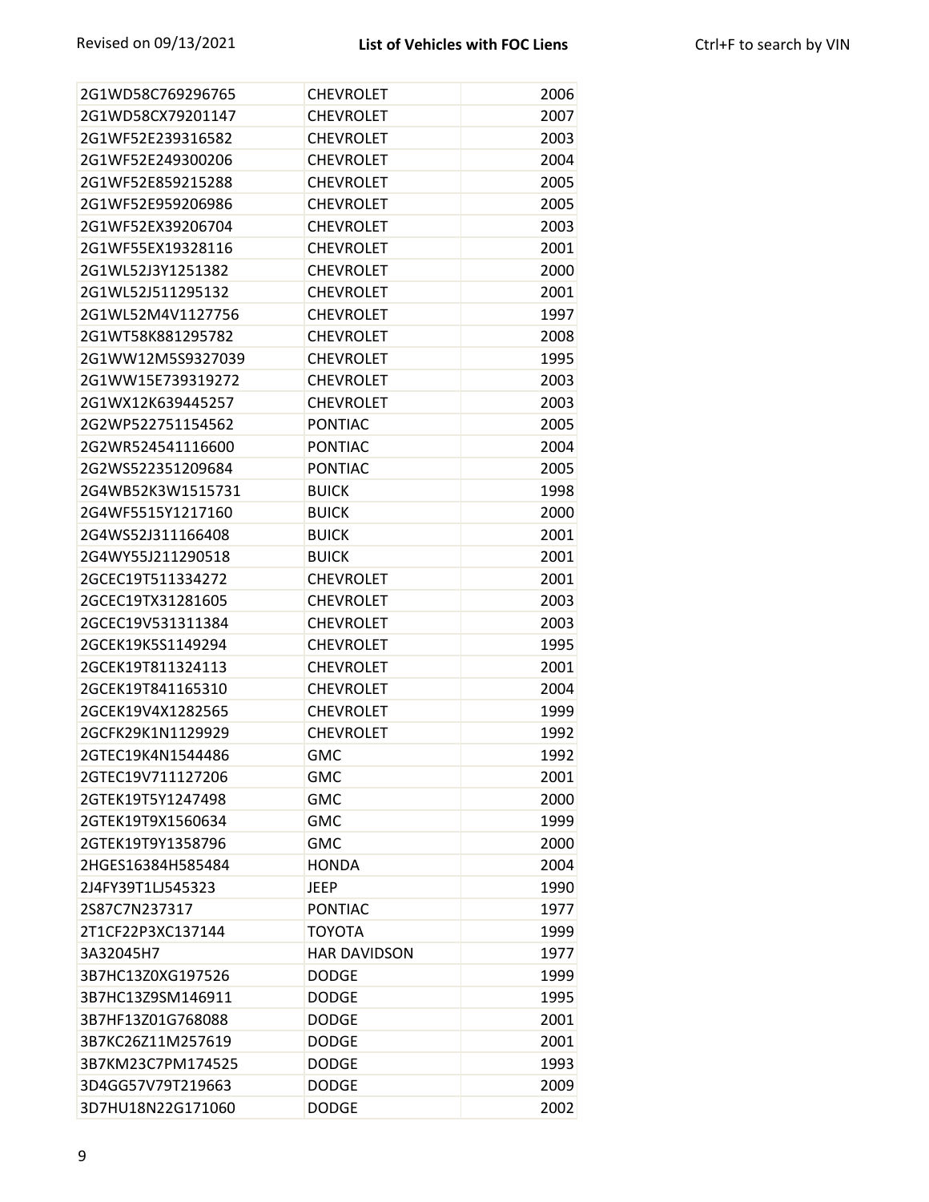| | | |
|---|---|---|
| 2G1WD58C769296765 | CHEVROLET | 2006 |
| 2G1WD58CX79201147 | CHEVROLET | 2007 |
| 2G1WF52E239316582 | CHEVROLET | 2003 |
| 2G1WF52E249300206 | CHEVROLET | 2004 |
| 2G1WF52E859215288 | CHEVROLET | 2005 |
| 2G1WF52E959206986 | CHEVROLET | 2005 |
| 2G1WF52EX39206704 | CHEVROLET | 2003 |
| 2G1WF55EX19328116 | CHEVROLET | 2001 |
| 2G1WL52J3Y1251382 | CHEVROLET | 2000 |
| 2G1WL52J511295132 | CHEVROLET | 2001 |
| 2G1WL52M4V1127756 | CHEVROLET | 1997 |
| 2G1WT58K881295782 | CHEVROLET | 2008 |
| 2G1WW12M5S9327039 | CHEVROLET | 1995 |
| 2G1WW15E739319272 | CHEVROLET | 2003 |
| 2G1WX12K639445257 | CHEVROLET | 2003 |
| 2G2WP522751154562 | PONTIAC | 2005 |
| 2G2WR524541116600 | PONTIAC | 2004 |
| 2G2WS522351209684 | PONTIAC | 2005 |
| 2G4WB52K3W1515731 | BUICK | 1998 |
| 2G4WF5515Y1217160 | BUICK | 2000 |
| 2G4WS52J311166408 | BUICK | 2001 |
| 2G4WY55J211290518 | BUICK | 2001 |
| 2GCEC19T511334272 | CHEVROLET | 2001 |
| 2GCEC19TX31281605 | CHEVROLET | 2003 |
| 2GCEC19V531311384 | CHEVROLET | 2003 |
| 2GCEK19K5S1149294 | CHEVROLET | 1995 |
| 2GCEK19T811324113 | CHEVROLET | 2001 |
| 2GCEK19T841165310 | CHEVROLET | 2004 |
| 2GCEK19V4X1282565 | CHEVROLET | 1999 |
| 2GCFK29K1N1129929 | CHEVROLET | 1992 |
| 2GTEC19K4N1544486 | GMC | 1992 |
| 2GTEC19V711127206 | GMC | 2001 |
| 2GTEK19T5Y1247498 | GMC | 2000 |
| 2GTEK19T9X1560634 | GMC | 1999 |
| 2GTEK19T9Y1358796 | GMC | 2000 |
| 2HGES16384H585484 | HONDA | 2004 |
| 2J4FY39T1LJ545323 | JEEP | 1990 |
| 2S87C7N237317 | PONTIAC | 1977 |
| 2T1CF22P3XC137144 | TOYOTA | 1999 |
| 3A32045H7 | HAR DAVIDSON | 1977 |
| 3B7HC13Z0XG197526 | DODGE | 1999 |
| 3B7HC13Z9SM146911 | DODGE | 1995 |
| 3B7HF13Z01G768088 | DODGE | 2001 |
| 3B7KC26Z11M257619 | DODGE | 2001 |
| 3B7KM23C7PM174525 | DODGE | 1993 |
| 3D4GG57V79T219663 | DODGE | 2009 |
| 3D7HU18N22G171060 | DODGE | 2002 |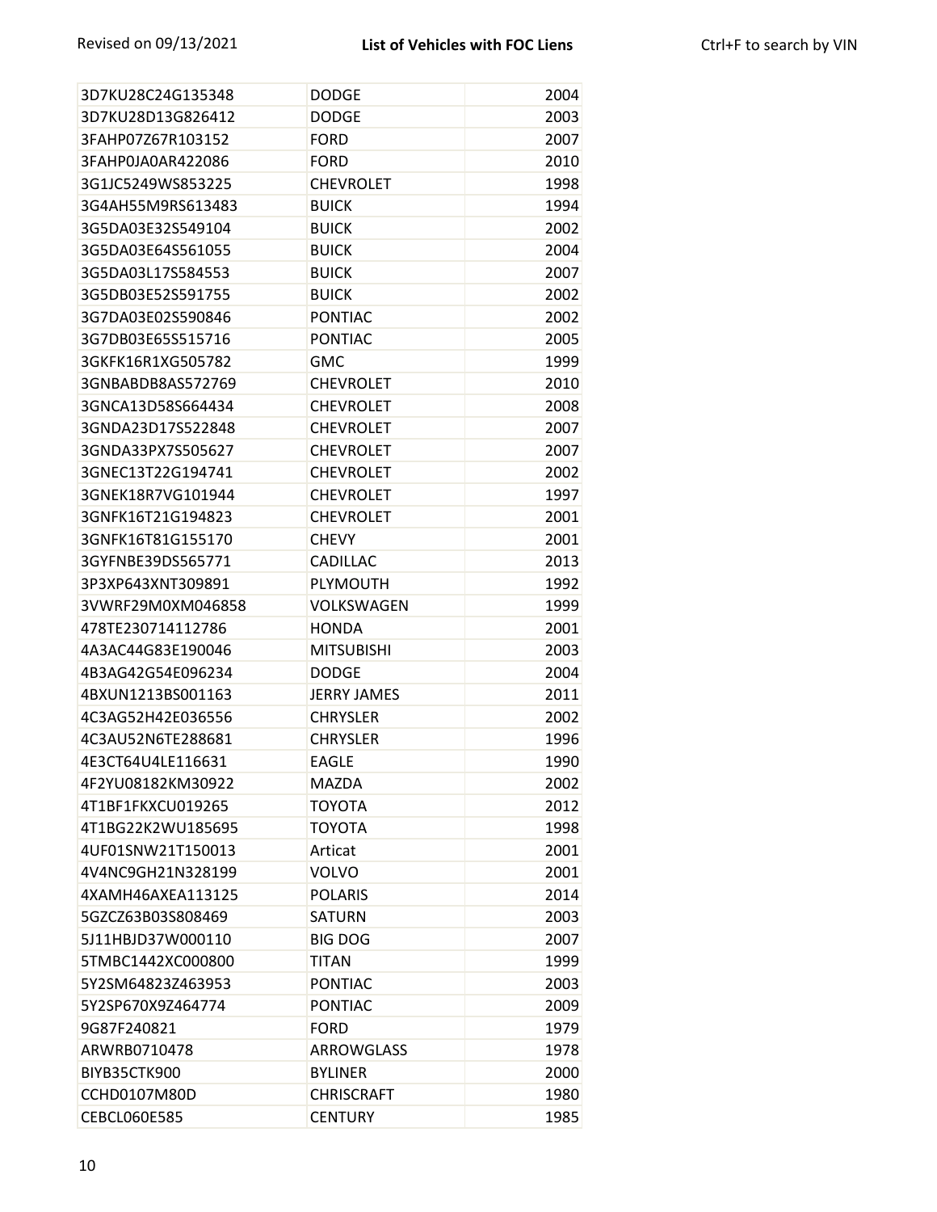| | | |
|---|---|---|
| 3D7KU28C24G135348 | DODGE | 2004 |
| 3D7KU28D13G826412 | DODGE | 2003 |
| 3FAHP07Z67R103152 | FORD | 2007 |
| 3FAHP0JA0AR422086 | FORD | 2010 |
| 3G1JC5249WS853225 | CHEVROLET | 1998 |
| 3G4AH55M9RS613483 | BUICK | 1994 |
| 3G5DA03E32S549104 | BUICK | 2002 |
| 3G5DA03E64S561055 | BUICK | 2004 |
| 3G5DA03L17S584553 | BUICK | 2007 |
| 3G5DB03E52S591755 | BUICK | 2002 |
| 3G7DA03E02S590846 | PONTIAC | 2002 |
| 3G7DB03E65S515716 | PONTIAC | 2005 |
| 3GKFK16R1XG505782 | GMC | 1999 |
| 3GNBABDB8AS572769 | CHEVROLET | 2010 |
| 3GNCA13D58S664434 | CHEVROLET | 2008 |
| 3GNDA23D17S522848 | CHEVROLET | 2007 |
| 3GNDA33PX7S505627 | CHEVROLET | 2007 |
| 3GNEC13T22G194741 | CHEVROLET | 2002 |
| 3GNEK18R7VG101944 | CHEVROLET | 1997 |
| 3GNFK16T21G194823 | CHEVROLET | 2001 |
| 3GNFK16T81G155170 | CHEVY | 2001 |
| 3GYFNBE39DS565771 | CADILLAC | 2013 |
| 3P3XP643XNT309891 | PLYMOUTH | 1992 |
| 3VWRF29M0XM046858 | VOLKSWAGEN | 1999 |
| 478TE230714112786 | HONDA | 2001 |
| 4A3AC44G83E190046 | MITSUBISHI | 2003 |
| 4B3AG42G54E096234 | DODGE | 2004 |
| 4BXUN1213BS001163 | JERRY JAMES | 2011 |
| 4C3AG52H42E036556 | CHRYSLER | 2002 |
| 4C3AU52N6TE288681 | CHRYSLER | 1996 |
| 4E3CT64U4LE116631 | EAGLE | 1990 |
| 4F2YU08182KM30922 | MAZDA | 2002 |
| 4T1BF1FKXCU019265 | TOYOTA | 2012 |
| 4T1BG22K2WU185695 | TOYOTA | 1998 |
| 4UF01SNW21T150013 | Articat | 2001 |
| 4V4NC9GH21N328199 | VOLVO | 2001 |
| 4XAMH46AXEA113125 | POLARIS | 2014 |
| 5GZCZ63B03S808469 | SATURN | 2003 |
| 5J11HBJD37W000110 | BIG DOG | 2007 |
| 5TMBC1442XC000800 | TITAN | 1999 |
| 5Y2SM64823Z463953 | PONTIAC | 2003 |
| 5Y2SP670X9Z464774 | PONTIAC | 2009 |
| 9G87F240821 | FORD | 1979 |
| ARWRB0710478 | ARROWGLASS | 1978 |
| BIYB35CTK900 | BYLINER | 2000 |
| CCHD0107M80D | CHRISCRAFT | 1980 |
| CEBCL060E585 | CENTURY | 1985 |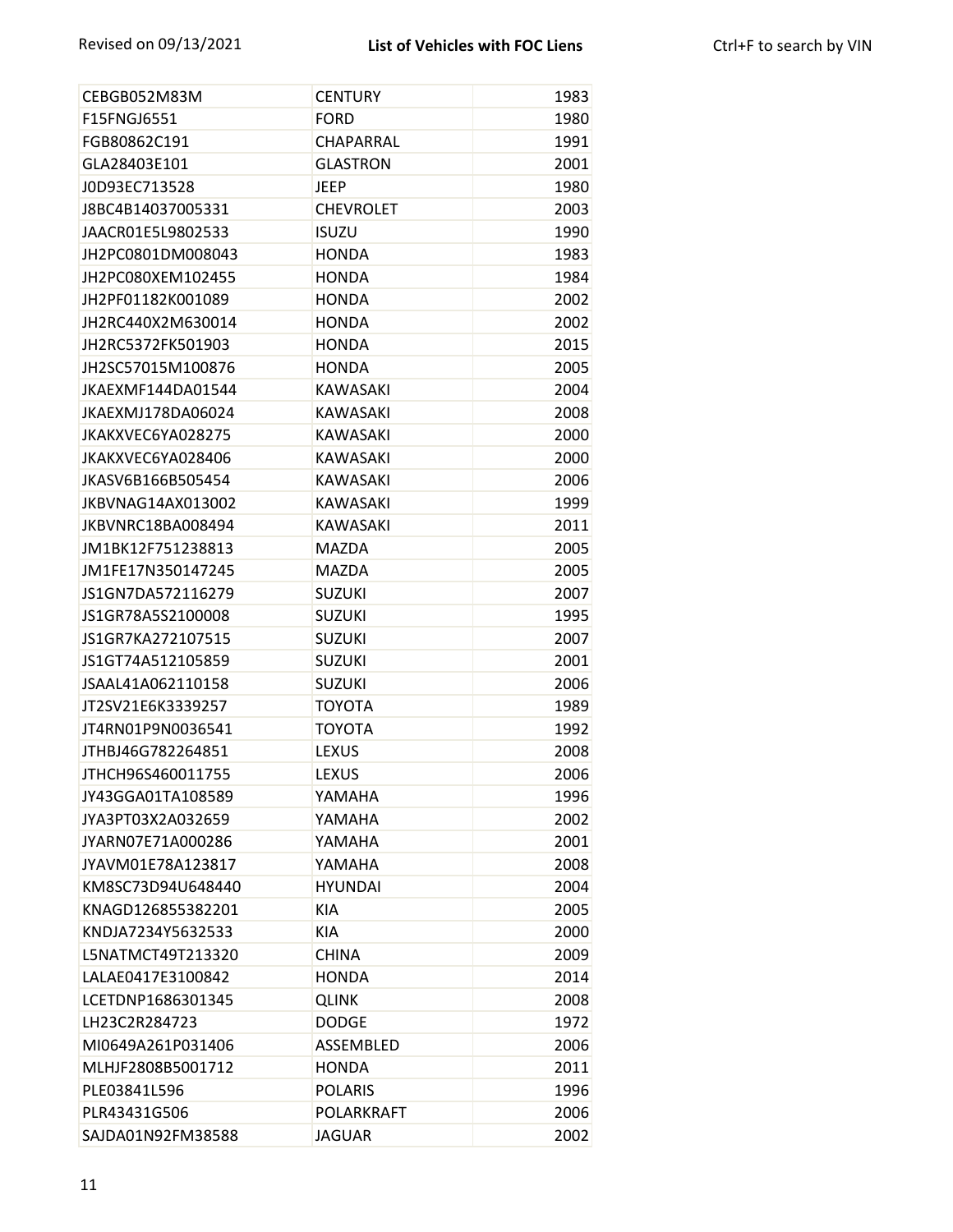| CEBGB052M83M | CENTURY | 1983 |
|---|---|---|
| F15FNGJ6551 | FORD | 1980 |
| FGB80862C191 | CHAPARRAL | 1991 |
| GLA28403E101 | GLASTRON | 2001 |
| J0D93EC713528 | JEEP | 1980 |
| J8BC4B14037005331 | CHEVROLET | 2003 |
| JAACR01E5L9802533 | ISUZU | 1990 |
| JH2PC0801DM008043 | HONDA | 1983 |
| JH2PC080XEM102455 | HONDA | 1984 |
| JH2PF01182K001089 | HONDA | 2002 |
| JH2RC440X2M630014 | HONDA | 2002 |
| JH2RC5372FK501903 | HONDA | 2015 |
| JH2SC57015M100876 | HONDA | 2005 |
| JKAEXMF144DA01544 | KAWASAKI | 2004 |
| JKAEXMJ178DA06024 | KAWASAKI | 2008 |
| JKAKXVEC6YA028275 | KAWASAKI | 2000 |
| JKAKXVEC6YA028406 | KAWASAKI | 2000 |
| JKASV6B166B505454 | KAWASAKI | 2006 |
| JKBVNAG14AX013002 | KAWASAKI | 1999 |
| JKBVNRC18BA008494 | KAWASAKI | 2011 |
| JM1BK12F751238813 | MAZDA | 2005 |
| JM1FE17N350147245 | MAZDA | 2005 |
| JS1GN7DA572116279 | SUZUKI | 2007 |
| JS1GR78A5S2100008 | SUZUKI | 1995 |
| JS1GR7KA272107515 | SUZUKI | 2007 |
| JS1GT74A512105859 | SUZUKI | 2001 |
| JSAAL41A062110158 | SUZUKI | 2006 |
| JT2SV21E6K3339257 | TOYOTA | 1989 |
| JT4RN01P9N0036541 | TOYOTA | 1992 |
| JTHBJ46G782264851 | LEXUS | 2008 |
| JTHCH96S460011755 | LEXUS | 2006 |
| JY43GGA01TA108589 | YAMAHA | 1996 |
| JYA3PT03X2A032659 | YAMAHA | 2002 |
| JYARN07E71A000286 | YAMAHA | 2001 |
| JYAVM01E78A123817 | YAMAHA | 2008 |
| KM8SC73D94U648440 | HYUNDAI | 2004 |
| KNAGD126855382201 | KIA | 2005 |
| KNDJA7234Y5632533 | KIA | 2000 |
| L5NATMCT49T213320 | CHINA | 2009 |
| LALAE0417E3100842 | HONDA | 2014 |
| LCETDNP1686301345 | QLINK | 2008 |
| LH23C2R284723 | DODGE | 1972 |
| MI0649A261P031406 | ASSEMBLED | 2006 |
| MLHJF2808B5001712 | HONDA | 2011 |
| PLE03841L596 | POLARIS | 1996 |
| PLR43431G506 | POLARKRAFT | 2006 |
| SAJDA01N92FM38588 | JAGUAR | 2002 |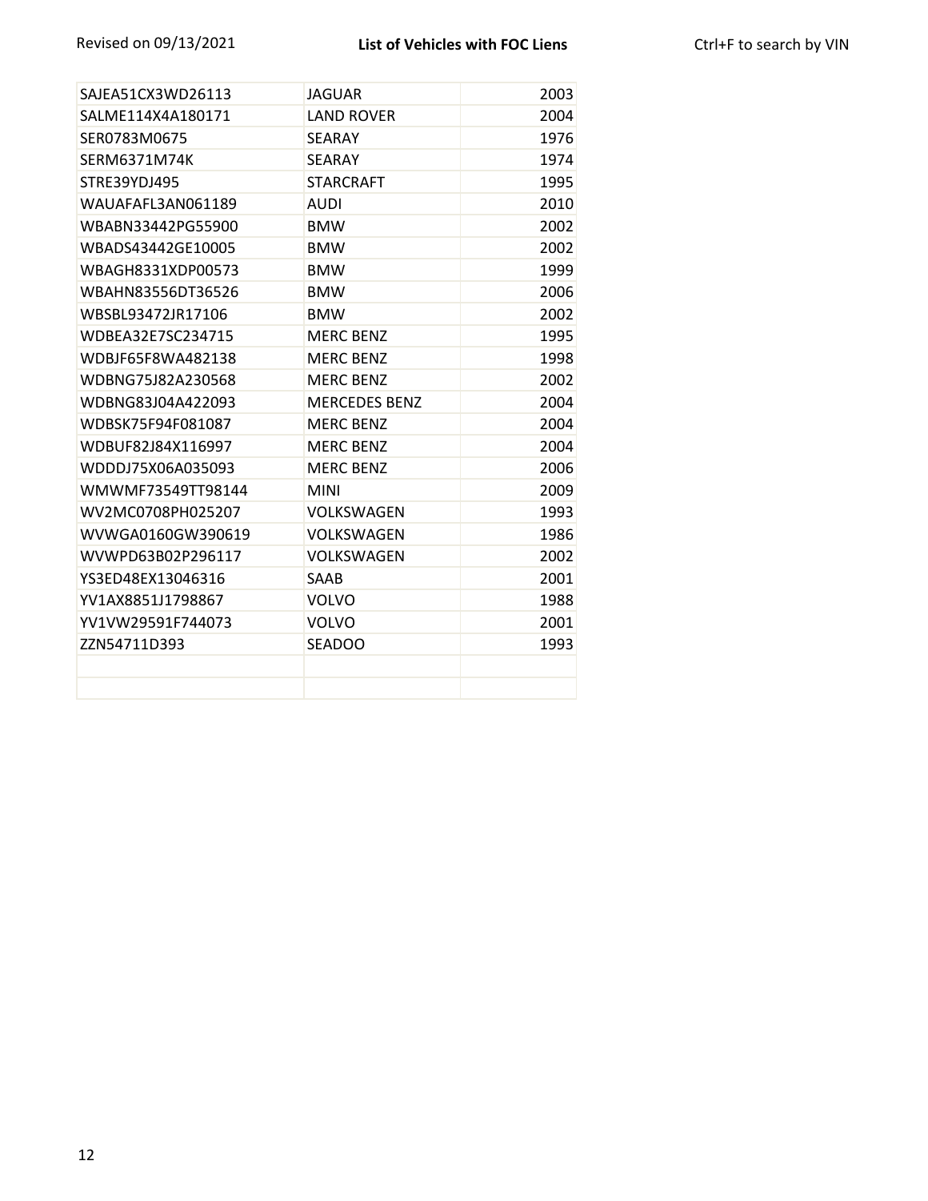| | | |
|---|---|---|
| SAJEA51CX3WD26113 | JAGUAR | 2003 |
| SALME114X4A180171 | LAND ROVER | 2004 |
| SER0783M0675 | SEARAY | 1976 |
| SERM6371M74K | SEARAY | 1974 |
| STRE39YDJ495 | STARCRAFT | 1995 |
| WAUAFAFL3AN061189 | AUDI | 2010 |
| WBABN33442PG55900 | BMW | 2002 |
| WBADS43442GE10005 | BMW | 2002 |
| WBAGH8331XDP00573 | BMW | 1999 |
| WBAHN83556DT36526 | BMW | 2006 |
| WBSBL93472JR17106 | BMW | 2002 |
| WDBEA32E7SC234715 | MERC BENZ | 1995 |
| WDBJF65F8WA482138 | MERC BENZ | 1998 |
| WDBNG75J82A230568 | MERC BENZ | 2002 |
| WDBNG83J04A422093 | MERCEDES BENZ | 2004 |
| WDBSK75F94F081087 | MERC BENZ | 2004 |
| WDBUF82J84X116997 | MERC BENZ | 2004 |
| WDDDJ75X06A035093 | MERC BENZ | 2006 |
| WMWMF73549TT98144 | MINI | 2009 |
| WV2MC0708PH025207 | VOLKSWAGEN | 1993 |
| WVWGA0160GW390619 | VOLKSWAGEN | 1986 |
| WVWPD63B02P296117 | VOLKSWAGEN | 2002 |
| YS3ED48EX13046316 | SAAB | 2001 |
| YV1AX8851J1798867 | VOLVO | 1988 |
| YV1VW29591F744073 | VOLVO | 2001 |
| ZZN54711D393 | SEADOO | 1993 |
| | | |
| | | |